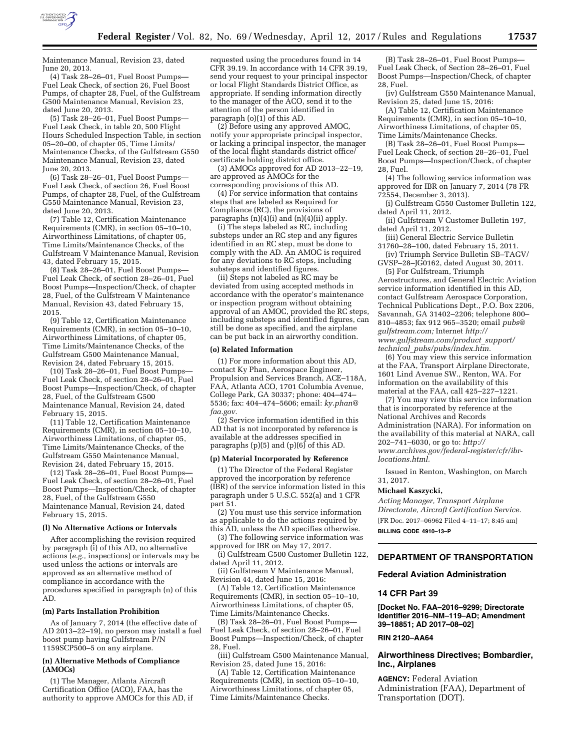Maintenance Manual, Revision 23, dated June 20, 2013.

(4) Task 28–26–01, Fuel Boost Pumps—Fuel Leak Check, of section 26, Fuel Boost Pumps, of chapter 28, Fuel, of the Gulfstream G500 Maintenance Manual, Revision 23, dated June 20, 2013.

(5) Task 28–26–01, Fuel Boost Pumps—Fuel Leak Check, in table 20, 500 Flight Hours Scheduled Inspection Table, in section 05–20–00, of chapter 05, Time Limits/Maintenance Checks, of the Gulfstream G550 Maintenance Manual, Revision 23, dated June 20, 2013.

(6) Task 28–26–01, Fuel Boost Pumps—Fuel Leak Check, of section 26, Fuel Boost Pumps, of chapter 28, Fuel, of the Gulfstream G550 Maintenance Manual, Revision 23, dated June 20, 2013.

(7) Table 12, Certification Maintenance Requirements (CMR), in section 05–10–10, Airworthiness Limitations, of chapter 05, Time Limits/Maintenance Checks, of the Gulfstream V Maintenance Manual, Revision 43, dated February 15, 2015.

(8) Task 28–26–01, Fuel Boost Pumps—Fuel Leak Check, of section 28–26–01, Fuel Boost Pumps—Inspection/Check, of chapter 28, Fuel, of the Gulfstream V Maintenance Manual, Revision 43, dated February 15, 2015.

(9) Table 12, Certification Maintenance Requirements (CMR), in section 05–10–10, Airworthiness Limitations, of chapter 05, Time Limits/Maintenance Checks, of the Gulfstream G500 Maintenance Manual, Revision 24, dated February 15, 2015.

(10) Task 28–26–01, Fuel Boost Pumps—Fuel Leak Check, of section 28–26–01, Fuel Boost Pumps—Inspection/Check, of chapter 28, Fuel, of the Gulfstream G500 Maintenance Manual, Revision 24, dated February 15, 2015.

(11) Table 12, Certification Maintenance Requirements (CMR), in section 05–10–10, Airworthiness Limitations, of chapter 05, Time Limits/Maintenance Checks, of the Gulfstream G550 Maintenance Manual, Revision 24, dated February 15, 2015.

(12) Task 28–26–01, Fuel Boost Pumps—Fuel Leak Check, of section 28–26–01, Fuel Boost Pumps—Inspection/Check, of chapter 28, Fuel, of the Gulfstream G550 Maintenance Manual, Revision 24, dated February 15, 2015.

**(l) No Alternative Actions or Intervals**

After accomplishing the revision required by paragraph (i) of this AD, no alternative actions (*e.g.,* inspections) or intervals may be used unless the actions or intervals are approved as an alternative method of compliance in accordance with the procedures specified in paragraph (n) of this AD.

**(m) Parts Installation Prohibition**

As of January 7, 2014 (the effective date of AD 2013–22–19), no person may install a fuel boost pump having Gulfstream P/N 1159SCP500–5 on any airplane.

**(n) Alternative Methods of Compliance (AMOCs)**

(1) The Manager, Atlanta Aircraft Certification Office (ACO), FAA, has the authority to approve AMOCs for this AD, if requested using the procedures found in 14 CFR 39.19. In accordance with 14 CFR 39.19, send your request to your principal inspector or local Flight Standards District Office, as appropriate. If sending information directly to the manager of the ACO, send it to the attention of the person identified in paragraph (o)(1) of this AD.

(2) Before using any approved AMOC, notify your appropriate principal inspector, or lacking a principal inspector, the manager of the local flight standards district office/certificate holding district office.

(3) AMOCs approved for AD 2013–22–19, are approved as AMOCs for the corresponding provisions of this AD.

(4) For service information that contains steps that are labeled as Required for Compliance (RC), the provisions of paragraphs (n)(4)(i) and (n)(4)(ii) apply.

(i) The steps labeled as RC, including substeps under an RC step and any figures identified in an RC step, must be done to comply with the AD. An AMOC is required for any deviations to RC steps, including substeps and identified figures.

(ii) Steps not labeled as RC may be deviated from using accepted methods in accordance with the operator's maintenance or inspection program without obtaining approval of an AMOC, provided the RC steps, including substeps and identified figures, can still be done as specified, and the airplane can be put back in an airworthy condition.

**(o) Related Information**

(1) For more information about this AD, contact Ky Phan, Aerospace Engineer, Propulsion and Services Branch, ACE–118A, FAA, Atlanta ACO, 1701 Columbia Avenue, College Park, GA 30337; phone: 404–474–5536; fax: 404–474–5606; email: *ky.phan@faa.gov.*

(2) Service information identified in this AD that is not incorporated by reference is available at the addresses specified in paragraphs (p)(5) and (p)(6) of this AD.

**(p) Material Incorporated by Reference**

(1) The Director of the Federal Register approved the incorporation by reference (IBR) of the service information listed in this paragraph under 5 U.S.C. 552(a) and 1 CFR part 51.

(2) You must use this service information as applicable to do the actions required by this AD, unless the AD specifies otherwise.

(3) The following service information was approved for IBR on May 17, 2017.

(i) Gulfstream G500 Customer Bulletin 122, dated April 11, 2012.

(ii) Gulfstream V Maintenance Manual, Revision 44, dated June 15, 2016:

(A) Table 12, Certification Maintenance Requirements (CMR), in section 05–10–10, Airworthiness Limitations, of chapter 05, Time Limits/Maintenance Checks.

(B) Task 28–26–01, Fuel Boost Pumps—Fuel Leak Check, of section 28–26–01, Fuel Boost Pumps—Inspection/Check, of chapter 28, Fuel.

(iii) Gulfstream G500 Maintenance Manual, Revision 25, dated June 15, 2016:

(A) Table 12, Certification Maintenance Requirements (CMR), in section 05–10–10, Airworthiness Limitations, of chapter 05, Time Limits/Maintenance Checks.

(B) Task 28–26–01, Fuel Boost Pumps—Fuel Leak Check, of Section 28–26–01, Fuel Boost Pumps—Inspection/Check, of chapter 28, Fuel.

(iv) Gulfstream G550 Maintenance Manual, Revision 25, dated June 15, 2016:

(A) Table 12, Certification Maintenance Requirements (CMR), in section 05–10–10, Airworthiness Limitations, of chapter 05, Time Limits/Maintenance Checks.

(B) Task 28–26–01, Fuel Boost Pumps—Fuel Leak Check, of section 28–26–01, Fuel Boost Pumps—Inspection/Check, of chapter 28, Fuel.

(4) The following service information was approved for IBR on January 7, 2014 (78 FR 72554, December 3, 2013).

(i) Gulfstream G550 Customer Bulletin 122, dated April 11, 2012.

(ii) Gulfstream V Customer Bulletin 197, dated April 11, 2012.

(iii) General Electric Service Bulletin 31760–28–100, dated February 15, 2011.

(iv) Triumph Service Bulletin SB–TAGV/GVSP–28–JG0162, dated August 30, 2011.

(5) For Gulfstream, Triumph Aerostructures, and General Electric Aviation service information identified in this AD, contact Gulfstream Aerospace Corporation, Technical Publications Dept., P.O. Box 2206, Savannah, GA 31402–2206; telephone 800–810–4853; fax 912 965–3520; email *pubs@gulfstream.com;* Internet *http://www.gulfstream.com/product_support/technical_pubs/pubs/index.htm.*

(6) You may view this service information at the FAA, Transport Airplane Directorate, 1601 Lind Avenue SW., Renton, WA. For information on the availability of this material at the FAA, call 425–227–1221.

(7) You may view this service information that is incorporated by reference at the National Archives and Records Administration (NARA). For information on the availability of this material at NARA, call 202–741–6030, or go to: *http://www.archives.gov/federal-register/cfr/ibr-locations.html.*

Issued in Renton, Washington, on March 31, 2017.

**Michael Kaszycki,**

*Acting Manager, Transport Airplane Directorate, Aircraft Certification Service.*

[FR Doc. 2017–06962 Filed 4–11–17; 8:45 am]

**BILLING CODE 4910–13–P**

---

## DEPARTMENT OF TRANSPORTATION

### Federal Aviation Administration

### 14 CFR Part 39

**[Docket No. FAA–2016–9299; Directorate Identifier 2016–NM–119–AD; Amendment 39–18851; AD 2017–08–02]**

**RIN 2120–AA64**

### Airworthiness Directives; Bombardier, Inc., Airplanes

**AGENCY:** Federal Aviation Administration (FAA), Department of Transportation (DOT).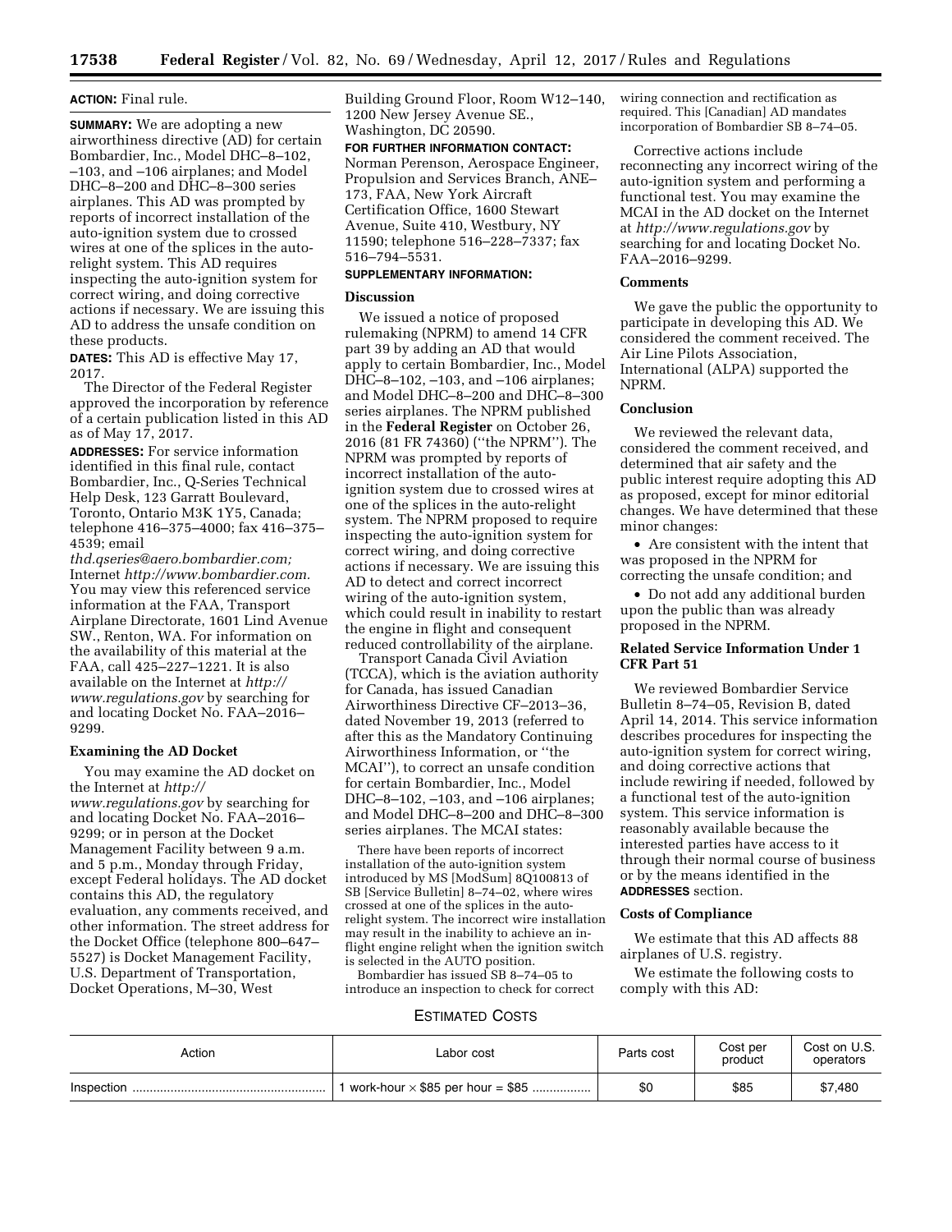**ACTION:** Final rule.

**SUMMARY:** We are adopting a new airworthiness directive (AD) for certain Bombardier, Inc., Model DHC–8–102, –103, and –106 airplanes; and Model DHC–8–200 and DHC–8–300 series airplanes. This AD was prompted by reports of incorrect installation of the auto-ignition system due to crossed wires at one of the splices in the auto-relight system. This AD requires inspecting the auto-ignition system for correct wiring, and doing corrective actions if necessary. We are issuing this AD to address the unsafe condition on these products.

**DATES:** This AD is effective May 17, 2017.

The Director of the Federal Register approved the incorporation by reference of a certain publication listed in this AD as of May 17, 2017.

**ADDRESSES:** For service information identified in this final rule, contact Bombardier, Inc., Q-Series Technical Help Desk, 123 Garratt Boulevard, Toronto, Ontario M3K 1Y5, Canada; telephone 416–375–4000; fax 416–375–4539; email *thd.qseries@aero.bombardier.com;* Internet *http://www.bombardier.com.* You may view this referenced service information at the FAA, Transport Airplane Directorate, 1601 Lind Avenue SW., Renton, WA. For information on the availability of this material at the FAA, call 425–227–1221. It is also available on the Internet at *http://www.regulations.gov* by searching for and locating Docket No. FAA–2016–9299.

**Examining the AD Docket**

You may examine the AD docket on the Internet at *http://www.regulations.gov* by searching for and locating Docket No. FAA–2016–9299; or in person at the Docket Management Facility between 9 a.m. and 5 p.m., Monday through Friday, except Federal holidays. The AD docket contains this AD, the regulatory evaluation, any comments received, and other information. The street address for the Docket Office (telephone 800–647–5527) is Docket Management Facility, U.S. Department of Transportation, Docket Operations, M–30, West Building Ground Floor, Room W12–140, 1200 New Jersey Avenue SE., Washington, DC 20590.

**FOR FURTHER INFORMATION CONTACT:** Norman Perenson, Aerospace Engineer, Propulsion and Services Branch, ANE–173, FAA, New York Aircraft Certification Office, 1600 Stewart Avenue, Suite 410, Westbury, NY 11590; telephone 516–228–7337; fax 516–794–5531.

**SUPPLEMENTARY INFORMATION:**

**Discussion**

We issued a notice of proposed rulemaking (NPRM) to amend 14 CFR part 39 by adding an AD that would apply to certain Bombardier, Inc., Model DHC–8–102, –103, and –106 airplanes; and Model DHC–8–200 and DHC–8–300 series airplanes. The NPRM published in the **Federal Register** on October 26, 2016 (81 FR 74360) (''the NPRM''). The NPRM was prompted by reports of incorrect installation of the auto-ignition system due to crossed wires at one of the splices in the auto-relight system. The NPRM proposed to require inspecting the auto-ignition system for correct wiring, and doing corrective actions if necessary. We are issuing this AD to detect and correct incorrect wiring of the auto-ignition system, which could result in inability to restart the engine in flight and consequent reduced controllability of the airplane.

Transport Canada Civil Aviation (TCCA), which is the aviation authority for Canada, has issued Canadian Airworthiness Directive CF–2013–36, dated November 19, 2013 (referred to after this as the Mandatory Continuing Airworthiness Information, or ''the MCAI''), to correct an unsafe condition for certain Bombardier, Inc., Model DHC–8–102, –103, and –106 airplanes; and Model DHC–8–200 and DHC–8–300 series airplanes. The MCAI states:

> There have been reports of incorrect installation of the auto-ignition system introduced by MS [ModSum] 8Q100813 of SB [Service Bulletin] 8–74–02, where wires crossed at one of the splices in the auto-relight system. The incorrect wire installation may result in the inability to achieve an in-flight engine relight when the ignition switch is selected in the AUTO position.
>
> Bombardier has issued SB 8–74–05 to introduce an inspection to check for correct wiring connection and rectification as required. This [Canadian] AD mandates incorporation of Bombardier SB 8–74–05.

Corrective actions include reconnecting any incorrect wiring of the auto-ignition system and performing a functional test. You may examine the MCAI in the AD docket on the Internet at *http://www.regulations.gov* by searching for and locating Docket No. FAA–2016–9299.

**Comments**

We gave the public the opportunity to participate in developing this AD. We considered the comment received. The Air Line Pilots Association, International (ALPA) supported the NPRM.

**Conclusion**

We reviewed the relevant data, considered the comment received, and determined that air safety and the public interest require adopting this AD as proposed, except for minor editorial changes. We have determined that these minor changes:

- Are consistent with the intent that was proposed in the NPRM for correcting the unsafe condition; and
- Do not add any additional burden upon the public than was already proposed in the NPRM.

**Related Service Information Under 1 CFR Part 51**

We reviewed Bombardier Service Bulletin 8–74–05, Revision B, dated April 14, 2014. This service information describes procedures for inspecting the auto-ignition system for correct wiring, and doing corrective actions that include rewiring if needed, followed by a functional test of the auto-ignition system. This service information is reasonably available because the interested parties have access to it through their normal course of business or by the means identified in the **ADDRESSES** section.

**Costs of Compliance**

We estimate that this AD affects 88 airplanes of U.S. registry.

We estimate the following costs to comply with this AD:

ESTIMATED COSTS

| Action | Labor cost | Parts cost | Cost per product | Cost on U.S. operators |
| --- | --- | --- | --- | --- |
| Inspection | 1 work-hour × $85 per hour = $85 | $0 | $85 | $7,480 |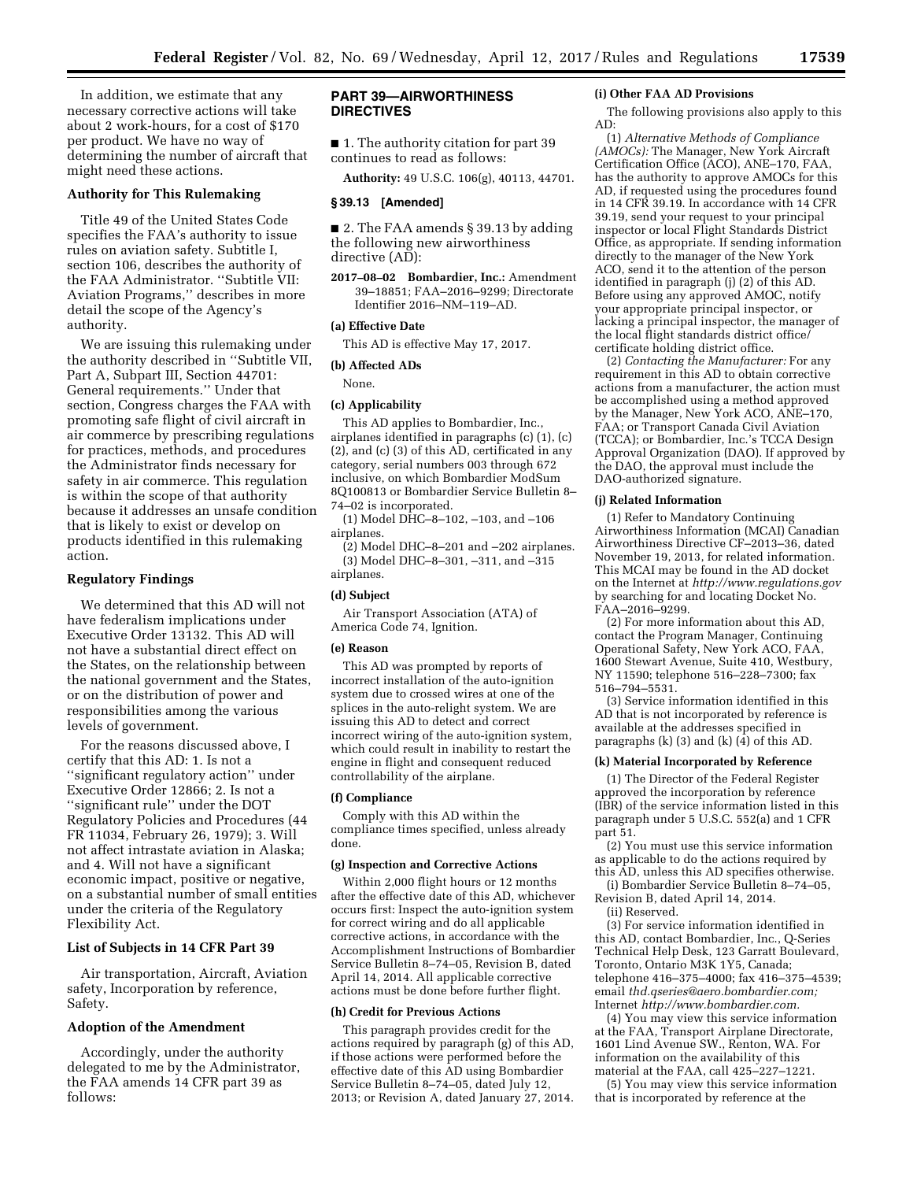In addition, we estimate that any necessary corrective actions will take about 2 work-hours, for a cost of $170 per product. We have no way of determining the number of aircraft that might need these actions.

### Authority for This Rulemaking

Title 49 of the United States Code specifies the FAA's authority to issue rules on aviation safety. Subtitle I, section 106, describes the authority of the FAA Administrator. ''Subtitle VII: Aviation Programs,'' describes in more detail the scope of the Agency's authority.

We are issuing this rulemaking under the authority described in ''Subtitle VII, Part A, Subpart III, Section 44701: General requirements.'' Under that section, Congress charges the FAA with promoting safe flight of civil aircraft in air commerce by prescribing regulations for practices, methods, and procedures the Administrator finds necessary for safety in air commerce. This regulation is within the scope of that authority because it addresses an unsafe condition that is likely to exist or develop on products identified in this rulemaking action.

### Regulatory Findings

We determined that this AD will not have federalism implications under Executive Order 13132. This AD will not have a substantial direct effect on the States, on the relationship between the national government and the States, or on the distribution of power and responsibilities among the various levels of government.

For the reasons discussed above, I certify that this AD: 1. Is not a ''significant regulatory action'' under Executive Order 12866; 2. Is not a ''significant rule'' under the DOT Regulatory Policies and Procedures (44 FR 11034, February 26, 1979); 3. Will not affect intrastate aviation in Alaska; and 4. Will not have a significant economic impact, positive or negative, on a substantial number of small entities under the criteria of the Regulatory Flexibility Act.

### List of Subjects in 14 CFR Part 39

Air transportation, Aircraft, Aviation safety, Incorporation by reference, Safety.

### Adoption of the Amendment

Accordingly, under the authority delegated to me by the Administrator, the FAA amends 14 CFR part 39 as follows:

## PART 39—AIRWORTHINESS DIRECTIVES

■ 1. The authority citation for part 39 continues to read as follows:

**Authority:** 49 U.S.C. 106(g), 40113, 44701.

### § 39.13 [Amended]

■ 2. The FAA amends § 39.13 by adding the following new airworthiness directive (AD):

**2017–08–02 Bombardier, Inc.:** Amendment 39–18851; FAA–2016–9299; Directorate Identifier 2016–NM–119–AD.

#### (a) Effective Date

This AD is effective May 17, 2017.

#### (b) Affected ADs

None.

#### (c) Applicability

This AD applies to Bombardier, Inc., airplanes identified in paragraphs (c) (1), (c) (2), and (c) (3) of this AD, certificated in any category, serial numbers 003 through 672 inclusive, on which Bombardier ModSum 8Q100813 or Bombardier Service Bulletin 8–74–02 is incorporated.

(1) Model DHC–8–102, –103, and –106 airplanes.

(2) Model DHC–8–201 and –202 airplanes.

(3) Model DHC–8–301, –311, and –315 airplanes.

#### (d) Subject

Air Transport Association (ATA) of America Code 74, Ignition.

#### (e) Reason

This AD was prompted by reports of incorrect installation of the auto-ignition system due to crossed wires at one of the splices in the auto-relight system. We are issuing this AD to detect and correct incorrect wiring of the auto-ignition system, which could result in inability to restart the engine in flight and consequent reduced controllability of the airplane.

#### (f) Compliance

Comply with this AD within the compliance times specified, unless already done.

#### (g) Inspection and Corrective Actions

Within 2,000 flight hours or 12 months after the effective date of this AD, whichever occurs first: Inspect the auto-ignition system for correct wiring and do all applicable corrective actions, in accordance with the Accomplishment Instructions of Bombardier Service Bulletin 8–74–05, Revision B, dated April 14, 2014. All applicable corrective actions must be done before further flight.

#### (h) Credit for Previous Actions

This paragraph provides credit for the actions required by paragraph (g) of this AD, if those actions were performed before the effective date of this AD using Bombardier Service Bulletin 8–74–05, dated July 12, 2013; or Revision A, dated January 27, 2014.

#### (i) Other FAA AD Provisions

The following provisions also apply to this AD:

(1) *Alternative Methods of Compliance (AMOCs):* The Manager, New York Aircraft Certification Office (ACO), ANE–170, FAA, has the authority to approve AMOCs for this AD, if requested using the procedures found in 14 CFR 39.19. In accordance with 14 CFR 39.19, send your request to your principal inspector or local Flight Standards District Office, as appropriate. If sending information directly to the manager of the New York ACO, send it to the attention of the person identified in paragraph (j) (2) of this AD. Before using any approved AMOC, notify your appropriate principal inspector, or lacking a principal inspector, the manager of the local flight standards district office/certificate holding district office.

(2) *Contacting the Manufacturer:* For any requirement in this AD to obtain corrective actions from a manufacturer, the action must be accomplished using a method approved by the Manager, New York ACO, ANE–170, FAA; or Transport Canada Civil Aviation (TCCA); or Bombardier, Inc.'s TCCA Design Approval Organization (DAO). If approved by the DAO, the approval must include the DAO-authorized signature.

#### (j) Related Information

(1) Refer to Mandatory Continuing Airworthiness Information (MCAI) Canadian Airworthiness Directive CF–2013–36, dated November 19, 2013, for related information. This MCAI may be found in the AD docket on the Internet at *http://www.regulations.gov* by searching for and locating Docket No. FAA–2016–9299.

(2) For more information about this AD, contact the Program Manager, Continuing Operational Safety, New York ACO, FAA, 1600 Stewart Avenue, Suite 410, Westbury, NY 11590; telephone 516–228–7300; fax 516–794–5531.

(3) Service information identified in this AD that is not incorporated by reference is available at the addresses specified in paragraphs (k) (3) and (k) (4) of this AD.

#### (k) Material Incorporated by Reference

(1) The Director of the Federal Register approved the incorporation by reference (IBR) of the service information listed in this paragraph under 5 U.S.C. 552(a) and 1 CFR part 51.

(2) You must use this service information as applicable to do the actions required by this AD, unless this AD specifies otherwise.

(i) Bombardier Service Bulletin 8–74–05, Revision B, dated April 14, 2014.

(ii) Reserved.

(3) For service information identified in this AD, contact Bombardier, Inc., Q-Series Technical Help Desk, 123 Garratt Boulevard, Toronto, Ontario M3K 1Y5, Canada; telephone 416–375–4000; fax 416–375–4539; email *thd.qseries@aero.bombardier.com;* Internet *http://www.bombardier.com.*

(4) You may view this service information at the FAA, Transport Airplane Directorate, 1601 Lind Avenue SW., Renton, WA. For information on the availability of this material at the FAA, call 425–227–1221.

(5) You may view this service information that is incorporated by reference at the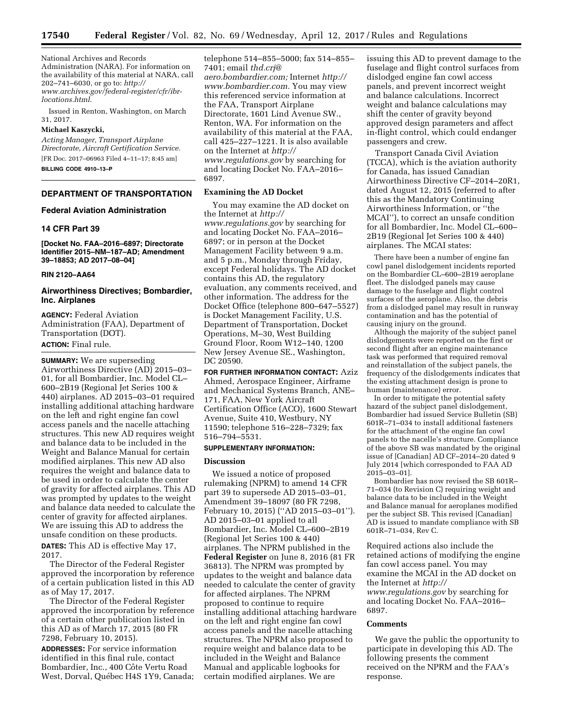National Archives and Records Administration (NARA). For information on the availability of this material at NARA, call 202–741–6030, or go to: *http://www.archives.gov/federal-register/cfr/ibr-locations.html.*

Issued in Renton, Washington, on March 31, 2017.

**Michael Kaszycki,**

*Acting Manager, Transport Airplane Directorate, Aircraft Certification Service.*

[FR Doc. 2017–06963 Filed 4–11–17; 8:45 am]

**BILLING CODE 4910–13–P**

## DEPARTMENT OF TRANSPORTATION

### Federal Aviation Administration

### 14 CFR Part 39

**[Docket No. FAA–2016–6897; Directorate Identifier 2015–NM–187–AD; Amendment 39–18853; AD 2017–08–04]**

**RIN 2120–AA64**

### Airworthiness Directives; Bombardier, Inc. Airplanes

**AGENCY:** Federal Aviation Administration (FAA), Department of Transportation (DOT).

**ACTION:** Final rule.

**SUMMARY:** We are superseding Airworthiness Directive (AD) 2015–03–01, for all Bombardier, Inc. Model CL–600–2B19 (Regional Jet Series 100 & 440) airplanes. AD 2015–03–01 required installing additional attaching hardware on the left and right engine fan cowl access panels and the nacelle attaching structures. This new AD requires weight and balance data to be included in the Weight and Balance Manual for certain modified airplanes. This new AD also requires the weight and balance data to be used in order to calculate the center of gravity for affected airplanes. This AD was prompted by updates to the weight and balance data needed to calculate the center of gravity for affected airplanes. We are issuing this AD to address the unsafe condition on these products.

**DATES:** This AD is effective May 17, 2017.

The Director of the Federal Register approved the incorporation by reference of a certain publication listed in this AD as of May 17, 2017.

The Director of the Federal Register approved the incorporation by reference of a certain other publication listed in this AD as of March 17, 2015 (80 FR 7298, February 10, 2015).

**ADDRESSES:** For service information identified in this final rule, contact Bombardier, Inc., 400 Côte Vertu Road West, Dorval, Québec H4S 1Y9, Canada; telephone 514–855–5000; fax 514–855–7401; email *thd.crj@aero.bombardier.com;* Internet *http://www.bombardier.com.* You may view this referenced service information at the FAA, Transport Airplane Directorate, 1601 Lind Avenue SW., Renton, WA. For information on the availability of this material at the FAA, call 425–227–1221. It is also available on the Internet at *http://www.regulations.gov* by searching for and locating Docket No. FAA–2016–6897.

#### Examining the AD Docket

You may examine the AD docket on the Internet at *http://www.regulations.gov* by searching for and locating Docket No. FAA–2016–6897; or in person at the Docket Management Facility between 9 a.m. and 5 p.m., Monday through Friday, except Federal holidays. The AD docket contains this AD, the regulatory evaluation, any comments received, and other information. The address for the Docket Office (telephone 800–647–5527) is Docket Management Facility, U.S. Department of Transportation, Docket Operations, M–30, West Building Ground Floor, Room W12–140, 1200 New Jersey Avenue SE., Washington, DC 20590.

**FOR FURTHER INFORMATION CONTACT:** Aziz Ahmed, Aerospace Engineer, Airframe and Mechanical Systems Branch, ANE–171, FAA, New York Aircraft Certification Office (ACO), 1600 Stewart Avenue, Suite 410, Westbury, NY 11590; telephone 516–228–7329; fax 516–794–5531.

**SUPPLEMENTARY INFORMATION:**

#### Discussion

We issued a notice of proposed rulemaking (NPRM) to amend 14 CFR part 39 to supersede AD 2015–03–01, Amendment 39–18097 (80 FR 7298, February 10, 2015) (''AD 2015–03–01''). AD 2015–03–01 applied to all Bombardier, Inc. Model CL–600–2B19 (Regional Jet Series 100 & 440) airplanes. The NPRM published in the **Federal Register** on June 8, 2016 (81 FR 36813). The NPRM was prompted by updates to the weight and balance data needed to calculate the center of gravity for affected airplanes. The NPRM proposed to continue to require installing additional attaching hardware on the left and right engine fan cowl access panels and the nacelle attaching structures. The NPRM also proposed to require weight and balance data to be included in the Weight and Balance Manual and applicable logbooks for certain modified airplanes. We are issuing this AD to prevent damage to the fuselage and flight control surfaces from dislodged engine fan cowl access panels, and prevent incorrect weight and balance calculations. Incorrect weight and balance calculations may shift the center of gravity beyond approved design parameters and affect in-flight control, which could endanger passengers and crew.

Transport Canada Civil Aviation (TCCA), which is the aviation authority for Canada, has issued Canadian Airworthiness Directive CF–2014–20R1, dated August 12, 2015 (referred to after this as the Mandatory Continuing Airworthiness Information, or ''the MCAI''), to correct an unsafe condition for all Bombardier, Inc. Model CL–600–2B19 (Regional Jet Series 100 & 440) airplanes. The MCAI states:

> There have been a number of engine fan cowl panel dislodgement incidents reported on the Bombardier CL–600–2B19 aeroplane fleet. The dislodged panels may cause damage to the fuselage and flight control surfaces of the aeroplane. Also, the debris from a dislodged panel may result in runway contamination and has the potential of causing injury on the ground.
>
> Although the majority of the subject panel dislodgements were reported on the first or second flight after an engine maintenance task was performed that required removal and reinstallation of the subject panels, the frequency of the dislodgements indicates that the existing attachment design is prone to human (maintenance) error.
>
> In order to mitigate the potential safety hazard of the subject panel dislodgement, Bombardier had issued Service Bulletin (SB) 601R–71–034 to install additional fasteners for the attachment of the engine fan cowl panels to the nacelle's structure. Compliance of the above SB was mandated by the original issue of [Canadian] AD CF–2014–20 dated 9 July 2014 [which corresponded to FAA AD 2015–03–01].
>
> Bombardier has now revised the SB 601R–71–034 (to Revision C) requiring weight and balance data to be included in the Weight and Balance manual for aeroplanes modified per the subject SB. This revised [Canadian] AD is issued to mandate compliance with SB 601R–71–034, Rev C.

Required actions also include the retained actions of modifying the engine fan cowl access panel. You may examine the MCAI in the AD docket on the Internet at *http://www.regulations.gov* by searching for and locating Docket No. FAA–2016–6897.

#### Comments

We gave the public the opportunity to participate in developing this AD. The following presents the comment received on the NPRM and the FAA's response.